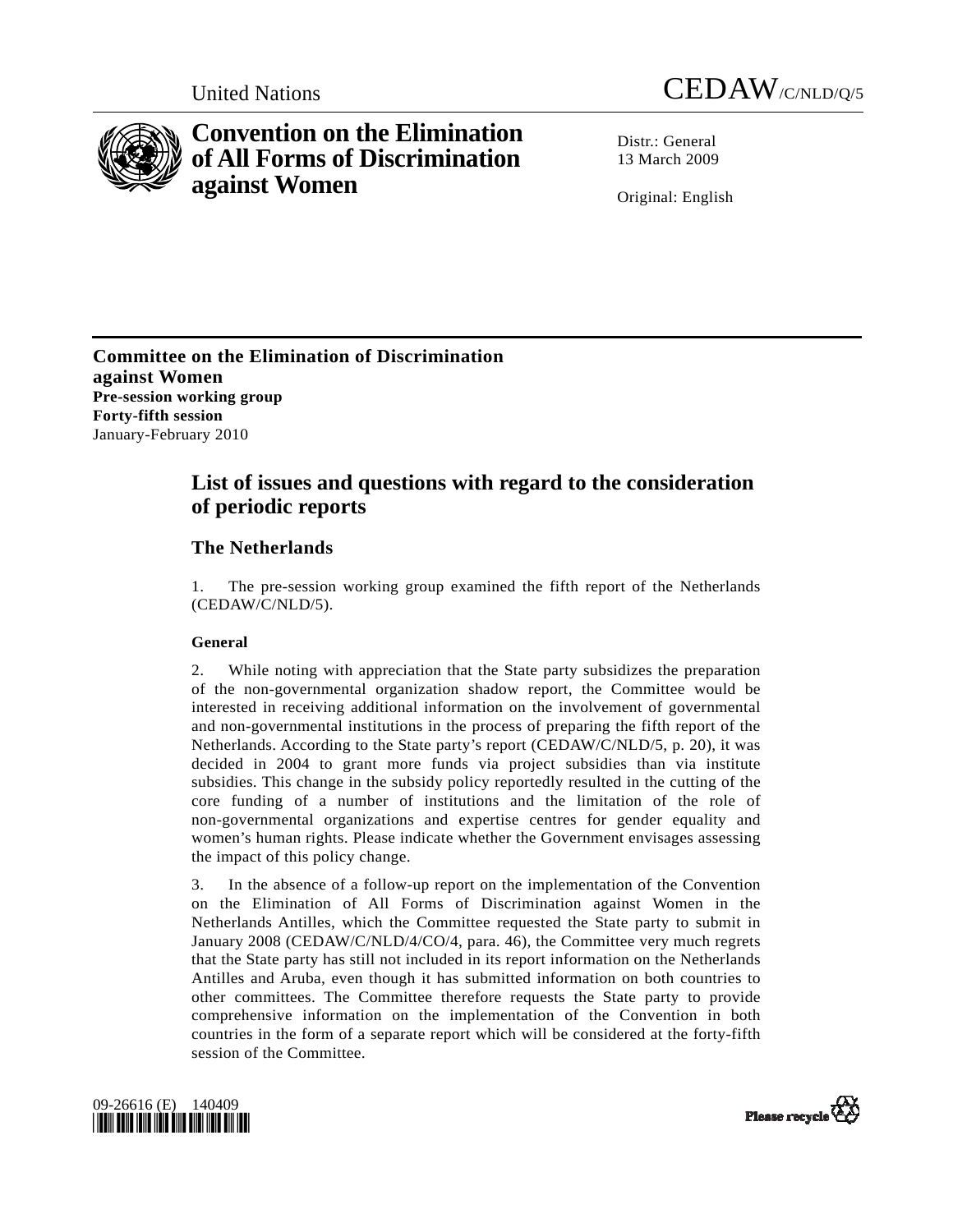United Nations

CEDAW/C/NLD/Q/5

# Convention on the Elimination of All Forms of Discrimination against Women

Distr.: General
13 March 2009

Original: English

**Committee on the Elimination of Discrimination against Women**
**Pre-session working group**
**Forty-fifth session**
January-February 2010

## List of issues and questions with regard to the consideration of periodic reports

### The Netherlands

1. The pre-session working group examined the fifth report of the Netherlands (CEDAW/C/NLD/5).

**General**

2. While noting with appreciation that the State party subsidizes the preparation of the non-governmental organization shadow report, the Committee would be interested in receiving additional information on the involvement of governmental and non-governmental institutions in the process of preparing the fifth report of the Netherlands. According to the State party's report (CEDAW/C/NLD/5, p. 20), it was decided in 2004 to grant more funds via project subsidies than via institute subsidies. This change in the subsidy policy reportedly resulted in the cutting of the core funding of a number of institutions and the limitation of the role of non-governmental organizations and expertise centres for gender equality and women's human rights. Please indicate whether the Government envisages assessing the impact of this policy change.

3. In the absence of a follow-up report on the implementation of the Convention on the Elimination of All Forms of Discrimination against Women in the Netherlands Antilles, which the Committee requested the State party to submit in January 2008 (CEDAW/C/NLD/4/CO/4, para. 46), the Committee very much regrets that the State party has still not included in its report information on the Netherlands Antilles and Aruba, even though it has submitted information on both countries to other committees. The Committee therefore requests the State party to provide comprehensive information on the implementation of the Convention in both countries in the form of a separate report which will be considered at the forty-fifth session of the Committee.

09-26616 (E) 140409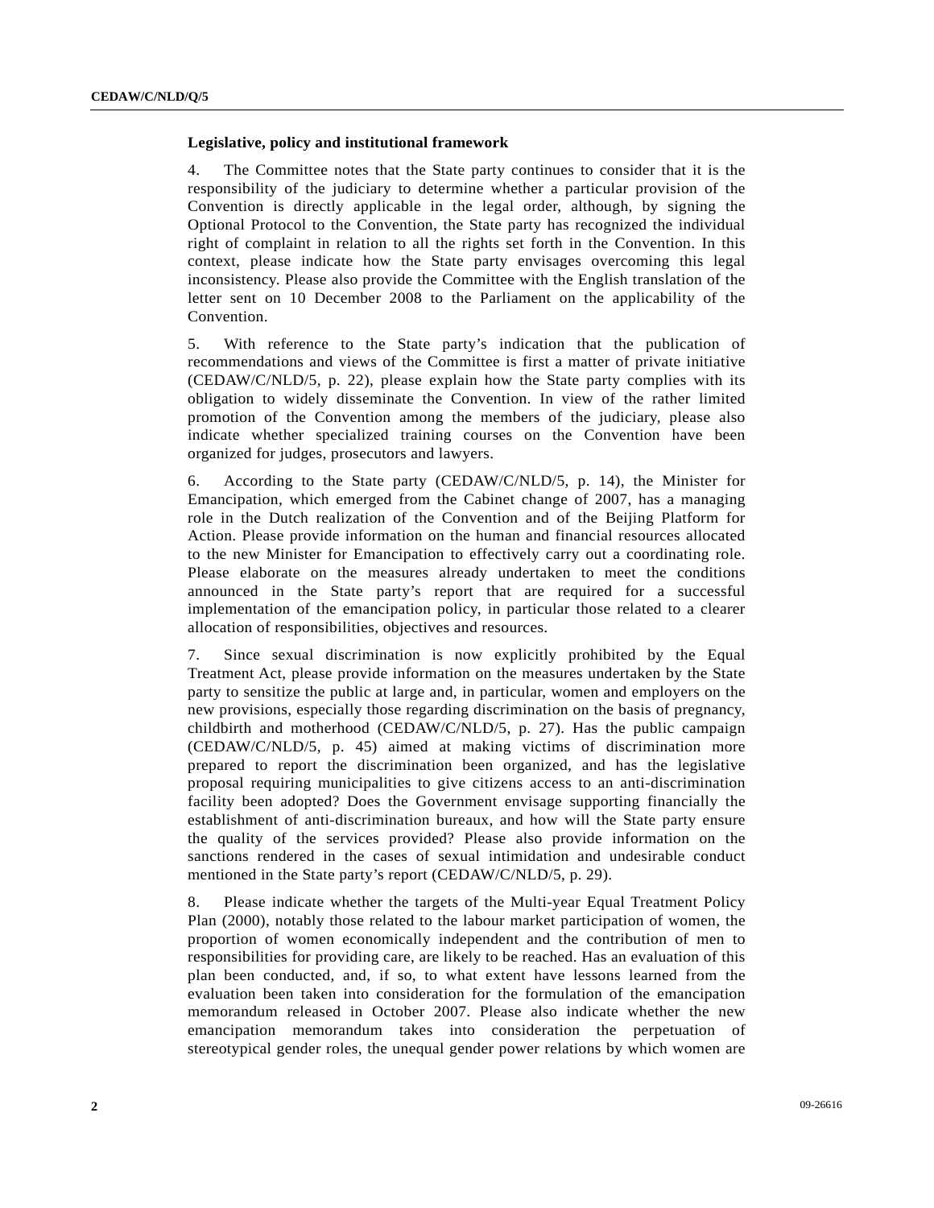**Legislative, policy and institutional framework**

4. The Committee notes that the State party continues to consider that it is the responsibility of the judiciary to determine whether a particular provision of the Convention is directly applicable in the legal order, although, by signing the Optional Protocol to the Convention, the State party has recognized the individual right of complaint in relation to all the rights set forth in the Convention. In this context, please indicate how the State party envisages overcoming this legal inconsistency. Please also provide the Committee with the English translation of the letter sent on 10 December 2008 to the Parliament on the applicability of the Convention.

5. With reference to the State party's indication that the publication of recommendations and views of the Committee is first a matter of private initiative (CEDAW/C/NLD/5, p. 22), please explain how the State party complies with its obligation to widely disseminate the Convention. In view of the rather limited promotion of the Convention among the members of the judiciary, please also indicate whether specialized training courses on the Convention have been organized for judges, prosecutors and lawyers.

6. According to the State party (CEDAW/C/NLD/5, p. 14), the Minister for Emancipation, which emerged from the Cabinet change of 2007, has a managing role in the Dutch realization of the Convention and of the Beijing Platform for Action. Please provide information on the human and financial resources allocated to the new Minister for Emancipation to effectively carry out a coordinating role. Please elaborate on the measures already undertaken to meet the conditions announced in the State party's report that are required for a successful implementation of the emancipation policy, in particular those related to a clearer allocation of responsibilities, objectives and resources.

7. Since sexual discrimination is now explicitly prohibited by the Equal Treatment Act, please provide information on the measures undertaken by the State party to sensitize the public at large and, in particular, women and employers on the new provisions, especially those regarding discrimination on the basis of pregnancy, childbirth and motherhood (CEDAW/C/NLD/5, p. 27). Has the public campaign (CEDAW/C/NLD/5, p. 45) aimed at making victims of discrimination more prepared to report the discrimination been organized, and has the legislative proposal requiring municipalities to give citizens access to an anti-discrimination facility been adopted? Does the Government envisage supporting financially the establishment of anti-discrimination bureaux, and how will the State party ensure the quality of the services provided? Please also provide information on the sanctions rendered in the cases of sexual intimidation and undesirable conduct mentioned in the State party's report (CEDAW/C/NLD/5, p. 29).

8. Please indicate whether the targets of the Multi-year Equal Treatment Policy Plan (2000), notably those related to the labour market participation of women, the proportion of women economically independent and the contribution of men to responsibilities for providing care, are likely to be reached. Has an evaluation of this plan been conducted, and, if so, to what extent have lessons learned from the evaluation been taken into consideration for the formulation of the emancipation memorandum released in October 2007. Please also indicate whether the new emancipation memorandum takes into consideration the perpetuation of stereotypical gender roles, the unequal gender power relations by which women are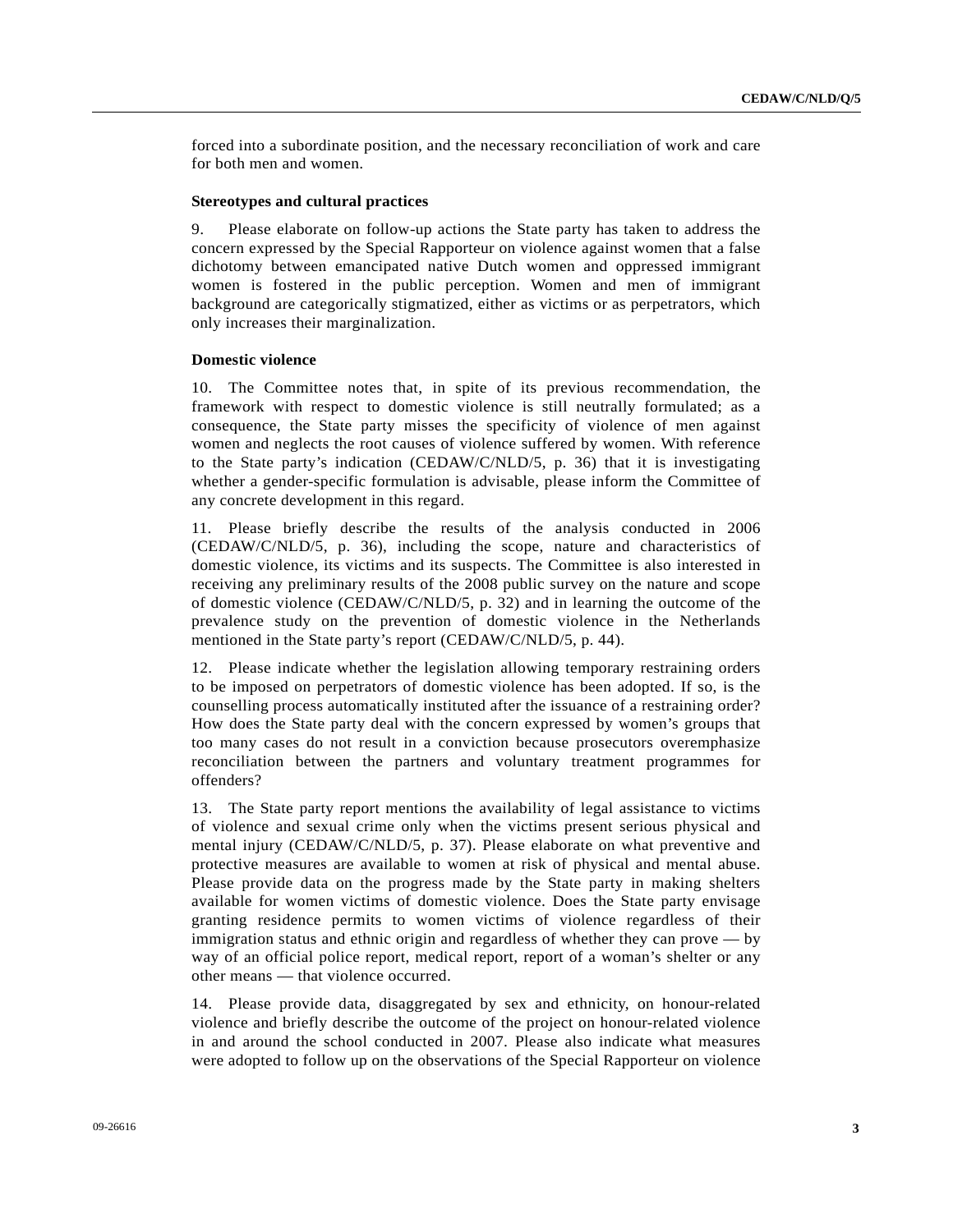forced into a subordinate position, and the necessary reconciliation of work and care for both men and women.

### Stereotypes and cultural practices

9. Please elaborate on follow-up actions the State party has taken to address the concern expressed by the Special Rapporteur on violence against women that a false dichotomy between emancipated native Dutch women and oppressed immigrant women is fostered in the public perception. Women and men of immigrant background are categorically stigmatized, either as victims or as perpetrators, which only increases their marginalization.

### Domestic violence

10. The Committee notes that, in spite of its previous recommendation, the framework with respect to domestic violence is still neutrally formulated; as a consequence, the State party misses the specificity of violence of men against women and neglects the root causes of violence suffered by women. With reference to the State party's indication (CEDAW/C/NLD/5, p. 36) that it is investigating whether a gender-specific formulation is advisable, please inform the Committee of any concrete development in this regard.

11. Please briefly describe the results of the analysis conducted in 2006 (CEDAW/C/NLD/5, p. 36), including the scope, nature and characteristics of domestic violence, its victims and its suspects. The Committee is also interested in receiving any preliminary results of the 2008 public survey on the nature and scope of domestic violence (CEDAW/C/NLD/5, p. 32) and in learning the outcome of the prevalence study on the prevention of domestic violence in the Netherlands mentioned in the State party's report (CEDAW/C/NLD/5, p. 44).

12. Please indicate whether the legislation allowing temporary restraining orders to be imposed on perpetrators of domestic violence has been adopted. If so, is the counselling process automatically instituted after the issuance of a restraining order? How does the State party deal with the concern expressed by women's groups that too many cases do not result in a conviction because prosecutors overemphasize reconciliation between the partners and voluntary treatment programmes for offenders?

13. The State party report mentions the availability of legal assistance to victims of violence and sexual crime only when the victims present serious physical and mental injury (CEDAW/C/NLD/5, p. 37). Please elaborate on what preventive and protective measures are available to women at risk of physical and mental abuse. Please provide data on the progress made by the State party in making shelters available for women victims of domestic violence. Does the State party envisage granting residence permits to women victims of violence regardless of their immigration status and ethnic origin and regardless of whether they can prove — by way of an official police report, medical report, report of a woman's shelter or any other means — that violence occurred.

14. Please provide data, disaggregated by sex and ethnicity, on honour-related violence and briefly describe the outcome of the project on honour-related violence in and around the school conducted in 2007. Please also indicate what measures were adopted to follow up on the observations of the Special Rapporteur on violence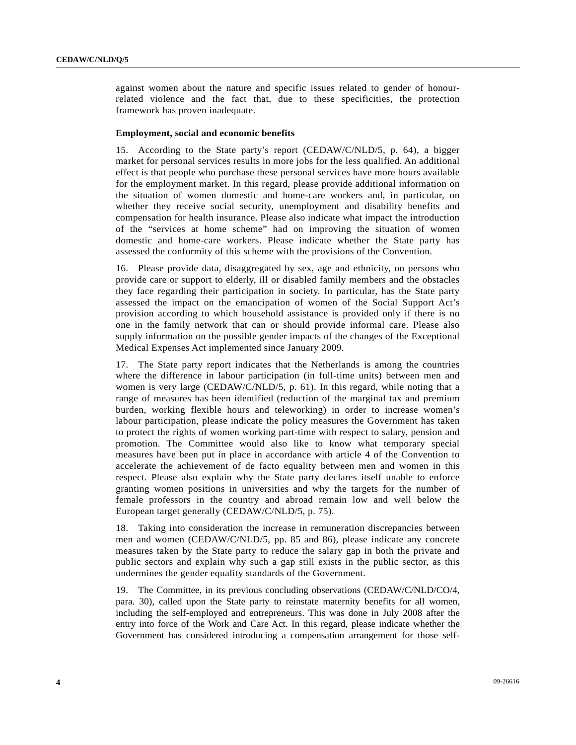against women about the nature and specific issues related to gender of honour-related violence and the fact that, due to these specificities, the protection framework has proven inadequate.

**Employment, social and economic benefits**

15. According to the State party's report (CEDAW/C/NLD/5, p. 64), a bigger market for personal services results in more jobs for the less qualified. An additional effect is that people who purchase these personal services have more hours available for the employment market. In this regard, please provide additional information on the situation of women domestic and home-care workers and, in particular, on whether they receive social security, unemployment and disability benefits and compensation for health insurance. Please also indicate what impact the introduction of the "services at home scheme" had on improving the situation of women domestic and home-care workers. Please indicate whether the State party has assessed the conformity of this scheme with the provisions of the Convention.

16. Please provide data, disaggregated by sex, age and ethnicity, on persons who provide care or support to elderly, ill or disabled family members and the obstacles they face regarding their participation in society. In particular, has the State party assessed the impact on the emancipation of women of the Social Support Act's provision according to which household assistance is provided only if there is no one in the family network that can or should provide informal care. Please also supply information on the possible gender impacts of the changes of the Exceptional Medical Expenses Act implemented since January 2009.

17. The State party report indicates that the Netherlands is among the countries where the difference in labour participation (in full-time units) between men and women is very large (CEDAW/C/NLD/5, p. 61). In this regard, while noting that a range of measures has been identified (reduction of the marginal tax and premium burden, working flexible hours and teleworking) in order to increase women's labour participation, please indicate the policy measures the Government has taken to protect the rights of women working part-time with respect to salary, pension and promotion. The Committee would also like to know what temporary special measures have been put in place in accordance with article 4 of the Convention to accelerate the achievement of de facto equality between men and women in this respect. Please also explain why the State party declares itself unable to enforce granting women positions in universities and why the targets for the number of female professors in the country and abroad remain low and well below the European target generally (CEDAW/C/NLD/5, p. 75).

18. Taking into consideration the increase in remuneration discrepancies between men and women (CEDAW/C/NLD/5, pp. 85 and 86), please indicate any concrete measures taken by the State party to reduce the salary gap in both the private and public sectors and explain why such a gap still exists in the public sector, as this undermines the gender equality standards of the Government.

19. The Committee, in its previous concluding observations (CEDAW/C/NLD/CO/4, para. 30), called upon the State party to reinstate maternity benefits for all women, including the self-employed and entrepreneurs. This was done in July 2008 after the entry into force of the Work and Care Act. In this regard, please indicate whether the Government has considered introducing a compensation arrangement for those self-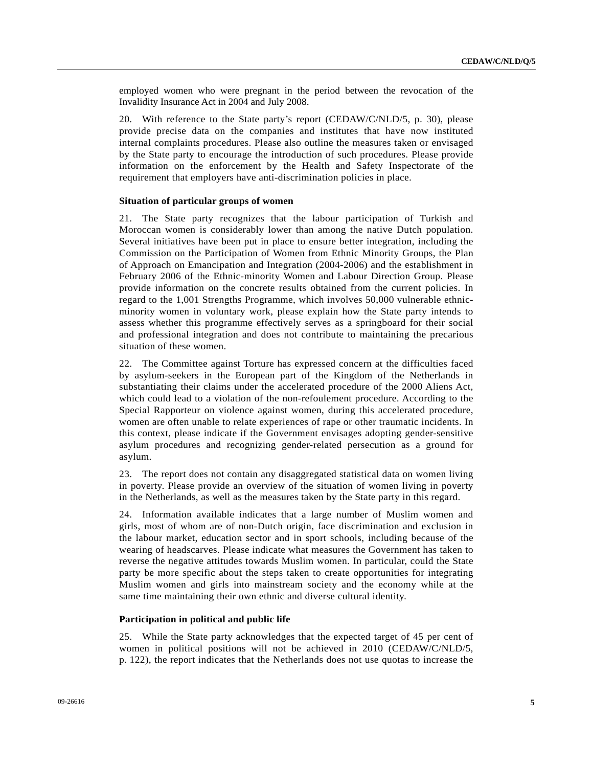employed women who were pregnant in the period between the revocation of the Invalidity Insurance Act in 2004 and July 2008.

20. With reference to the State party's report (CEDAW/C/NLD/5, p. 30), please provide precise data on the companies and institutes that have now instituted internal complaints procedures. Please also outline the measures taken or envisaged by the State party to encourage the introduction of such procedures. Please provide information on the enforcement by the Health and Safety Inspectorate of the requirement that employers have anti-discrimination policies in place.

### Situation of particular groups of women

21. The State party recognizes that the labour participation of Turkish and Moroccan women is considerably lower than among the native Dutch population. Several initiatives have been put in place to ensure better integration, including the Commission on the Participation of Women from Ethnic Minority Groups, the Plan of Approach on Emancipation and Integration (2004-2006) and the establishment in February 2006 of the Ethnic-minority Women and Labour Direction Group. Please provide information on the concrete results obtained from the current policies. In regard to the 1,001 Strengths Programme, which involves 50,000 vulnerable ethnic-minority women in voluntary work, please explain how the State party intends to assess whether this programme effectively serves as a springboard for their social and professional integration and does not contribute to maintaining the precarious situation of these women.

22. The Committee against Torture has expressed concern at the difficulties faced by asylum-seekers in the European part of the Kingdom of the Netherlands in substantiating their claims under the accelerated procedure of the 2000 Aliens Act, which could lead to a violation of the non-refoulement procedure. According to the Special Rapporteur on violence against women, during this accelerated procedure, women are often unable to relate experiences of rape or other traumatic incidents. In this context, please indicate if the Government envisages adopting gender-sensitive asylum procedures and recognizing gender-related persecution as a ground for asylum.

23. The report does not contain any disaggregated statistical data on women living in poverty. Please provide an overview of the situation of women living in poverty in the Netherlands, as well as the measures taken by the State party in this regard.

24. Information available indicates that a large number of Muslim women and girls, most of whom are of non-Dutch origin, face discrimination and exclusion in the labour market, education sector and in sport schools, including because of the wearing of headscarves. Please indicate what measures the Government has taken to reverse the negative attitudes towards Muslim women. In particular, could the State party be more specific about the steps taken to create opportunities for integrating Muslim women and girls into mainstream society and the economy while at the same time maintaining their own ethnic and diverse cultural identity.

### Participation in political and public life

25. While the State party acknowledges that the expected target of 45 per cent of women in political positions will not be achieved in 2010 (CEDAW/C/NLD/5, p. 122), the report indicates that the Netherlands does not use quotas to increase the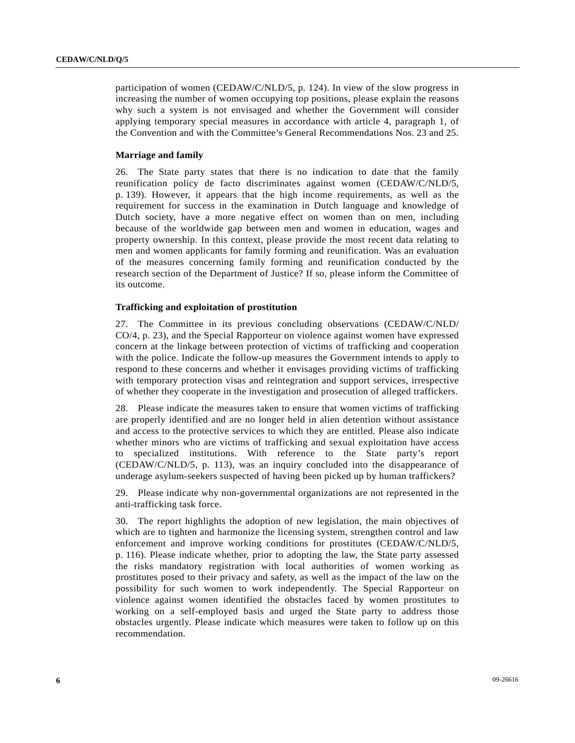participation of women (CEDAW/C/NLD/5, p. 124). In view of the slow progress in increasing the number of women occupying top positions, please explain the reasons why such a system is not envisaged and whether the Government will consider applying temporary special measures in accordance with article 4, paragraph 1, of the Convention and with the Committee's General Recommendations Nos. 23 and 25.

**Marriage and family**

26. The State party states that there is no indication to date that the family reunification policy de facto discriminates against women (CEDAW/C/NLD/5, p. 139). However, it appears that the high income requirements, as well as the requirement for success in the examination in Dutch language and knowledge of Dutch society, have a more negative effect on women than on men, including because of the worldwide gap between men and women in education, wages and property ownership. In this context, please provide the most recent data relating to men and women applicants for family forming and reunification. Was an evaluation of the measures concerning family forming and reunification conducted by the research section of the Department of Justice? If so, please inform the Committee of its outcome.

**Trafficking and exploitation of prostitution**

27. The Committee in its previous concluding observations (CEDAW/C/NLD/CO/4, p. 23), and the Special Rapporteur on violence against women have expressed concern at the linkage between protection of victims of trafficking and cooperation with the police. Indicate the follow-up measures the Government intends to apply to respond to these concerns and whether it envisages providing victims of trafficking with temporary protection visas and reintegration and support services, irrespective of whether they cooperate in the investigation and prosecution of alleged traffickers.

28. Please indicate the measures taken to ensure that women victims of trafficking are properly identified and are no longer held in alien detention without assistance and access to the protective services to which they are entitled. Please also indicate whether minors who are victims of trafficking and sexual exploitation have access to specialized institutions. With reference to the State party's report (CEDAW/C/NLD/5, p. 113), was an inquiry concluded into the disappearance of underage asylum-seekers suspected of having been picked up by human traffickers?

29. Please indicate why non-governmental organizations are not represented in the anti-trafficking task force.

30. The report highlights the adoption of new legislation, the main objectives of which are to tighten and harmonize the licensing system, strengthen control and law enforcement and improve working conditions for prostitutes (CEDAW/C/NLD/5, p. 116). Please indicate whether, prior to adopting the law, the State party assessed the risks mandatory registration with local authorities of women working as prostitutes posed to their privacy and safety, as well as the impact of the law on the possibility for such women to work independently. The Special Rapporteur on violence against women identified the obstacles faced by women prostitutes to working on a self-employed basis and urged the State party to address those obstacles urgently. Please indicate which measures were taken to follow up on this recommendation.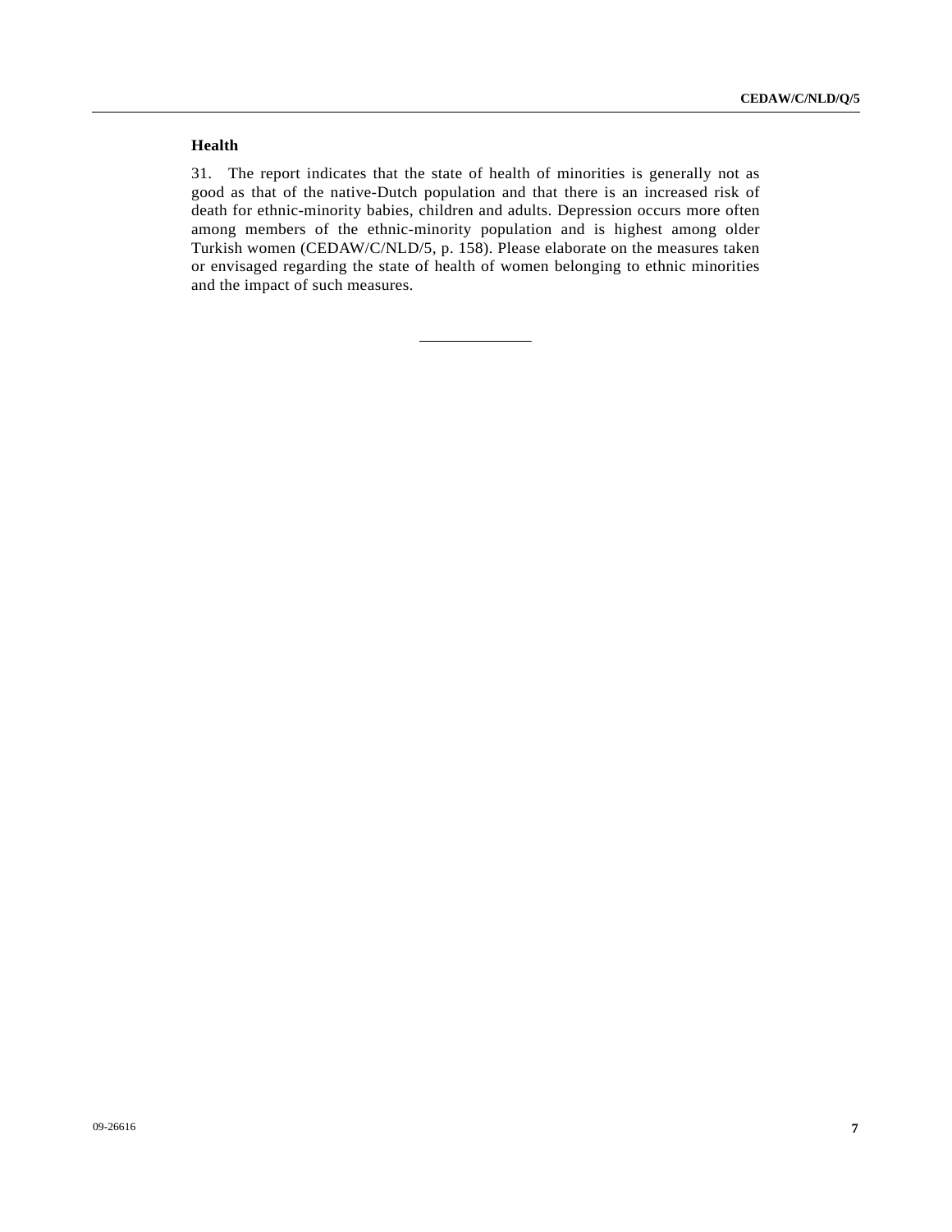## Health

31. The report indicates that the state of health of minorities is generally not as good as that of the native-Dutch population and that there is an increased risk of death for ethnic-minority babies, children and adults. Depression occurs more often among members of the ethnic-minority population and is highest among older Turkish women (CEDAW/C/NLD/5, p. 158). Please elaborate on the measures taken or envisaged regarding the state of health of women belonging to ethnic minorities and the impact of such measures.